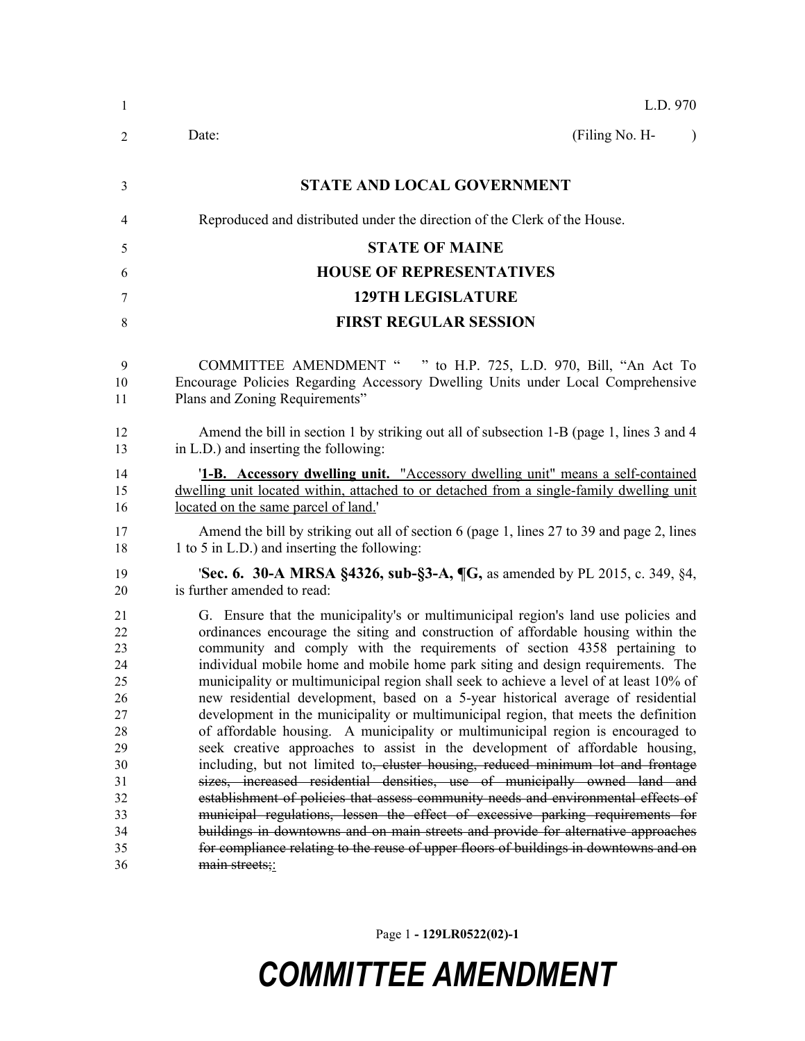L.D. 970

Date: (Filing No. H- )

**STATE AND LOCAL GOVERNMENT**

Reproduced and distributed under the direction of the Clerk of the House.

**STATE OF MAINE**

**HOUSE OF REPRESENTATIVES**

**129TH LEGISLATURE**

**FIRST REGULAR SESSION**

COMMITTEE AMENDMENT " " to H.P. 725, L.D. 970, Bill, "An Act To Encourage Policies Regarding Accessory Dwelling Units under Local Comprehensive Plans and Zoning Requirements"

Amend the bill in section 1 by striking out all of subsection 1-B (page 1, lines 3 and 4 in L.D.) and inserting the following:

'<u>**1-B. Accessory dwelling unit.** "Accessory dwelling unit" means a self-contained dwelling unit located within, attached to or detached from a single-family dwelling unit located on the same parcel of land.</u>'

Amend the bill by striking out all of section 6 (page 1, lines 27 to 39 and page 2, lines 1 to 5 in L.D.) and inserting the following:

'**Sec. 6. 30-A MRSA §4326, sub-§3-A, ¶G,** as amended by PL 2015, c. 349, §4, is further amended to read:

G. Ensure that the municipality's or multimunicipal region's land use policies and ordinances encourage the siting and construction of affordable housing within the community and comply with the requirements of section 4358 pertaining to individual mobile home and mobile home park siting and design requirements. The municipality or multimunicipal region shall seek to achieve a level of at least 10% of new residential development, based on a 5-year historical average of residential development in the municipality or multimunicipal region, that meets the definition of affordable housing. A municipality or multimunicipal region is encouraged to seek creative approaches to assist in the development of affordable housing, including, but not limited to~~, cluster housing, reduced minimum lot and frontage sizes, increased residential densities, use of municipally owned land and establishment of policies that assess community needs and environmental effects of municipal regulations, lessen the effect of excessive parking requirements for buildings in downtowns and on main streets and provide for alternative approaches for compliance relating to the reuse of upper floors of buildings in downtowns and on main streets;~~<u>:</u>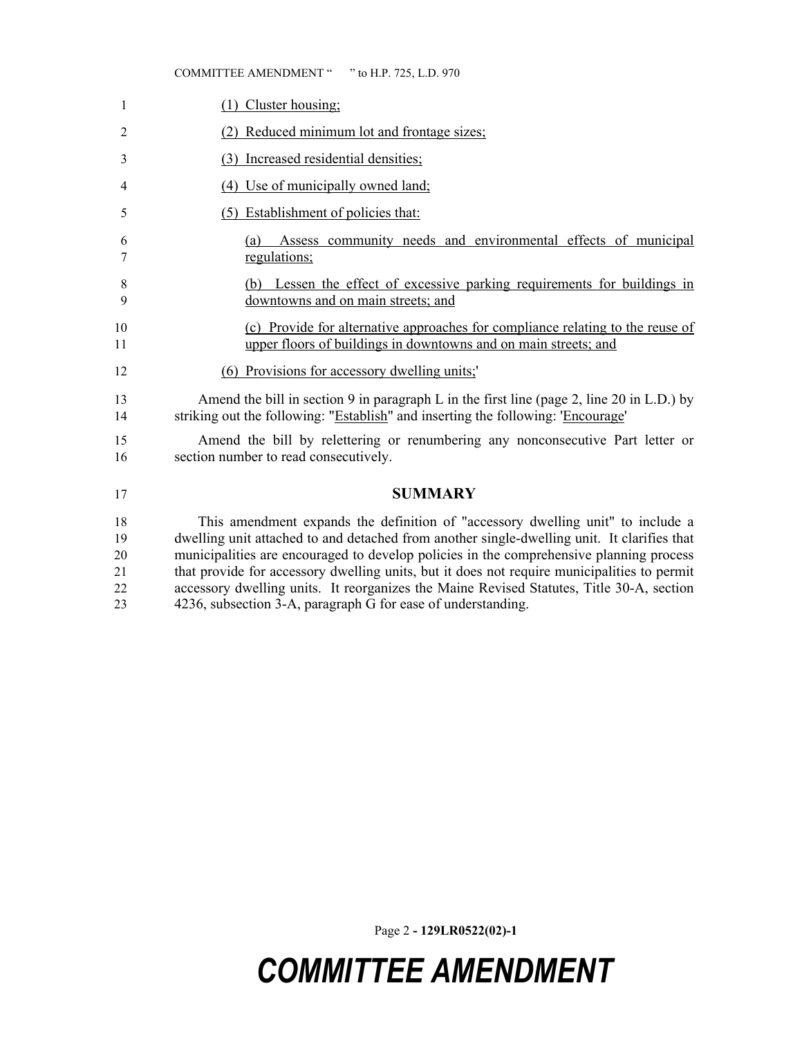(1) Cluster housing;

(2) Reduced minimum lot and frontage sizes;

(3) Increased residential densities;

(4) Use of municipally owned land;

(5) Establishment of policies that:

(a) Assess community needs and environmental effects of municipal regulations;

(b) Lessen the effect of excessive parking requirements for buildings in downtowns and on main streets; and

(c) Provide for alternative approaches for compliance relating to the reuse of upper floors of buildings in downtowns and on main streets; and

(6) Provisions for accessory dwelling units;'

Amend the bill in section 9 in paragraph L in the first line (page 2, line 20 in L.D.) by striking out the following: "Establish" and inserting the following: 'Encourage'

Amend the bill by relettering or renumbering any nonconsecutive Part letter or section number to read consecutively.

## SUMMARY

This amendment expands the definition of "accessory dwelling unit" to include a dwelling unit attached to and detached from another single-dwelling unit. It clarifies that municipalities are encouraged to develop policies in the comprehensive planning process that provide for accessory dwelling units, but it does not require municipalities to permit accessory dwelling units. It reorganizes the Maine Revised Statutes, Title 30-A, section 4236, subsection 3-A, paragraph G for ease of understanding.